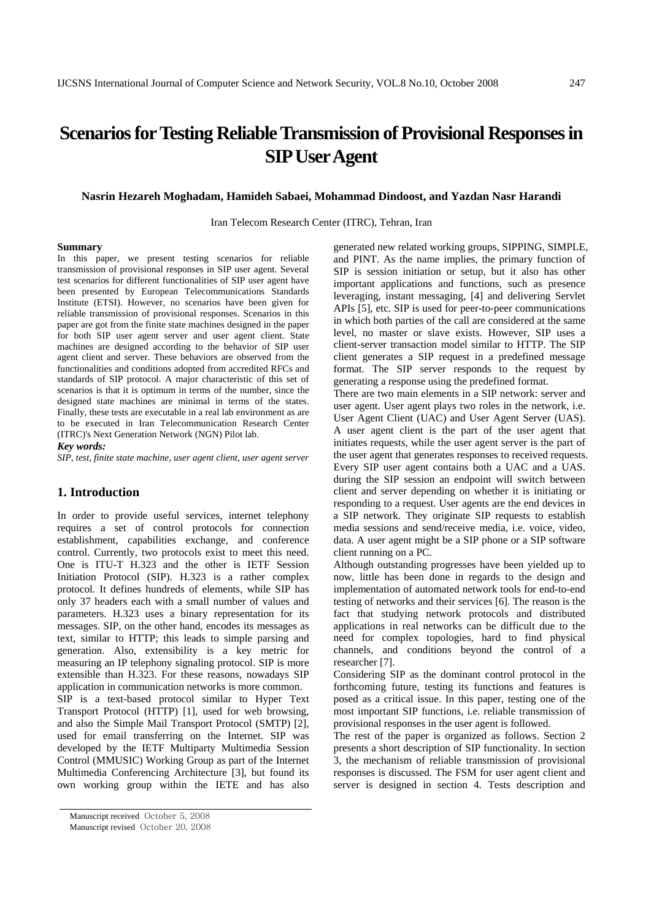# Scenarios for Testing Reliable Transmission of Provisional Responses in SIP User Agent

**Nasrin Hezareh Moghadam, Hamideh Sabaei, Mohammad Dindoost, and Yazdan Nasr Harandi**

Iran Telecom Research Center (ITRC), Tehran, Iran

**Summary**

In this paper, we present testing scenarios for reliable transmission of provisional responses in SIP user agent. Several test scenarios for different functionalities of SIP user agent have been presented by European Telecommunications Standards Institute (ETSI). However, no scenarios have been given for reliable transmission of provisional responses. Scenarios in this paper are got from the finite state machines designed in the paper for both SIP user agent server and user agent client. State machines are designed according to the behavior of SIP user agent client and server. These behaviors are observed from the functionalities and conditions adopted from accredited RFCs and standards of SIP protocol. A major characteristic of this set of scenarios is that it is optimum in terms of the number, since the designed state machines are minimal in terms of the states. Finally, these tests are executable in a real lab environment as are to be executed in Iran Telecommunication Research Center (ITRC)'s Next Generation Network (NGN) Pilot lab.

***Key words:***

*SIP, test, finite state machine, user agent client, user agent server*

## 1. Introduction

In order to provide useful services, internet telephony requires a set of control protocols for connection establishment, capabilities exchange, and conference control. Currently, two protocols exist to meet this need. One is ITU-T H.323 and the other is IETF Session Initiation Protocol (SIP). H.323 is a rather complex protocol. It defines hundreds of elements, while SIP has only 37 headers each with a small number of values and parameters. H.323 uses a binary representation for its messages. SIP, on the other hand, encodes its messages as text, similar to HTTP; this leads to simple parsing and generation. Also, extensibility is a key metric for measuring an IP telephony signaling protocol. SIP is more extensible than H.323. For these reasons, nowadays SIP application in communication networks is more common.

SIP is a text-based protocol similar to Hyper Text Transport Protocol (HTTP) [1], used for web browsing, and also the Simple Mail Transport Protocol (SMTP) [2], used for email transferring on the Internet. SIP was developed by the IETF Multiparty Multimedia Session Control (MMUSIC) Working Group as part of the Internet Multimedia Conferencing Architecture [3], but found its own working group within the IETE and has also generated new related working groups, SIPPING, SIMPLE, and PINT. As the name implies, the primary function of SIP is session initiation or setup, but it also has other important applications and functions, such as presence leveraging, instant messaging, [4] and delivering Servlet APIs [5], etc. SIP is used for peer-to-peer communications in which both parties of the call are considered at the same level, no master or slave exists. However, SIP uses a client-server transaction model similar to HTTP. The SIP client generates a SIP request in a predefined message format. The SIP server responds to the request by generating a response using the predefined format.

There are two main elements in a SIP network: server and user agent. User agent plays two roles in the network, i.e. User Agent Client (UAC) and User Agent Server (UAS). A user agent client is the part of the user agent that initiates requests, while the user agent server is the part of the user agent that generates responses to received requests. Every SIP user agent contains both a UAC and a UAS. during the SIP session an endpoint will switch between client and server depending on whether it is initiating or responding to a request. User agents are the end devices in a SIP network. They originate SIP requests to establish media sessions and send/receive media, i.e. voice, video, data. A user agent might be a SIP phone or a SIP software client running on a PC.

Although outstanding progresses have been yielded up to now, little has been done in regards to the design and implementation of automated network tools for end-to-end testing of networks and their services [6]. The reason is the fact that studying network protocols and distributed applications in real networks can be difficult due to the need for complex topologies, hard to find physical channels, and conditions beyond the control of a researcher [7].

Considering SIP as the dominant control protocol in the forthcoming future, testing its functions and features is posed as a critical issue. In this paper, testing one of the most important SIP functions, i.e. reliable transmission of provisional responses in the user agent is followed.

The rest of the paper is organized as follows. Section 2 presents a short description of SIP functionality. In section 3, the mechanism of reliable transmission of provisional responses is discussed. The FSM for user agent client and server is designed in section 4. Tests description and

Manuscript received October 5, 2008
Manuscript revised October 20, 2008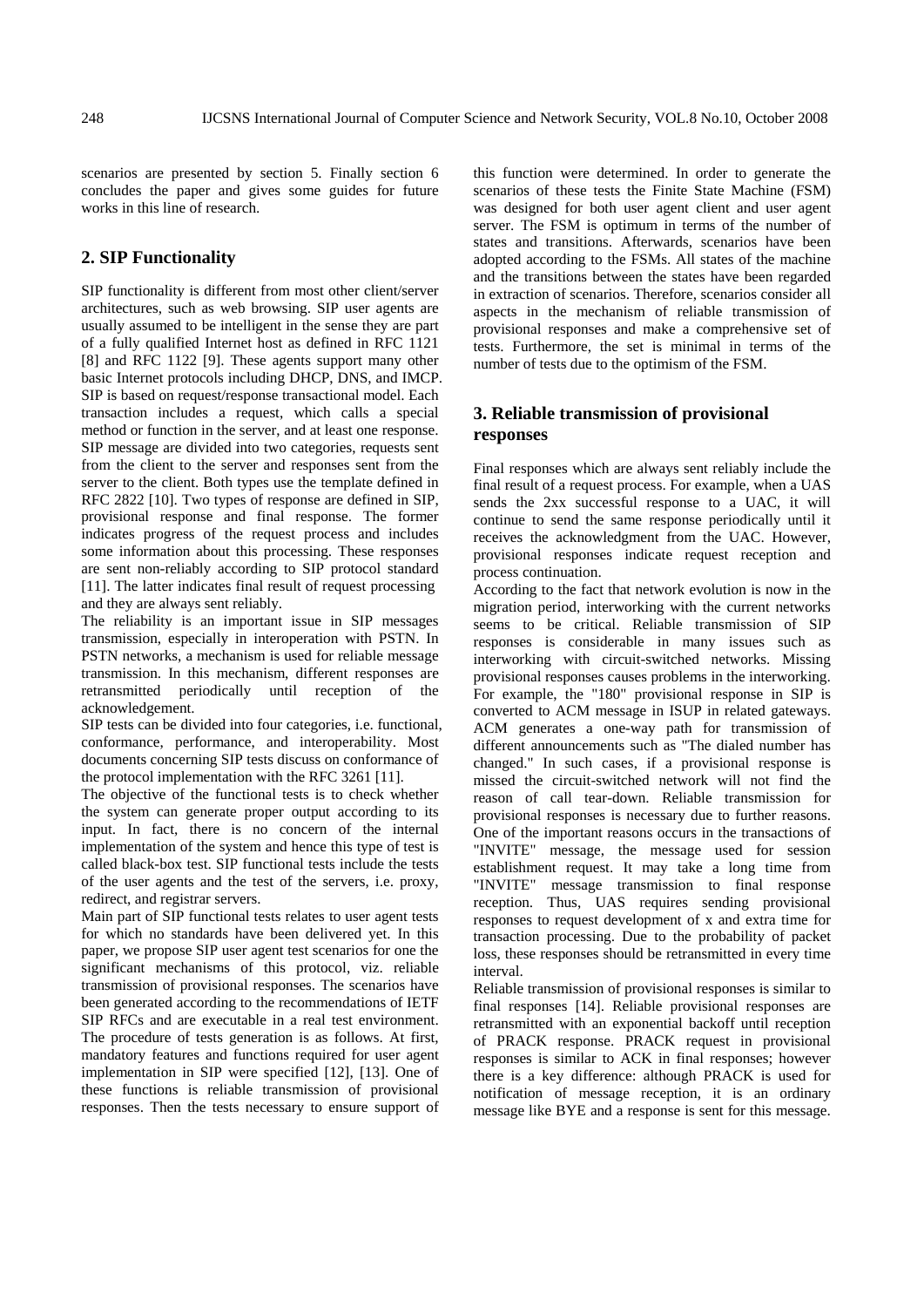scenarios are presented by section 5. Finally section 6 concludes the paper and gives some guides for future works in this line of research.

## 2. SIP Functionality

SIP functionality is different from most other client/server architectures, such as web browsing. SIP user agents are usually assumed to be intelligent in the sense they are part of a fully qualified Internet host as defined in RFC 1121 [8] and RFC 1122 [9]. These agents support many other basic Internet protocols including DHCP, DNS, and IMCP. SIP is based on request/response transactional model. Each transaction includes a request, which calls a special method or function in the server, and at least one response. SIP message are divided into two categories, requests sent from the client to the server and responses sent from the server to the client. Both types use the template defined in RFC 2822 [10]. Two types of response are defined in SIP, provisional response and final response. The former indicates progress of the request process and includes some information about this processing. These responses are sent non-reliably according to SIP protocol standard [11]. The latter indicates final result of request processing and they are always sent reliably.

The reliability is an important issue in SIP messages transmission, especially in interoperation with PSTN. In PSTN networks, a mechanism is used for reliable message transmission. In this mechanism, different responses are retransmitted periodically until reception of the acknowledgement.

SIP tests can be divided into four categories, i.e. functional, conformance, performance, and interoperability. Most documents concerning SIP tests discuss on conformance of the protocol implementation with the RFC 3261 [11].

The objective of the functional tests is to check whether the system can generate proper output according to its input. In fact, there is no concern of the internal implementation of the system and hence this type of test is called black-box test. SIP functional tests include the tests of the user agents and the test of the servers, i.e. proxy, redirect, and registrar servers.

Main part of SIP functional tests relates to user agent tests for which no standards have been delivered yet. In this paper, we propose SIP user agent test scenarios for one the significant mechanisms of this protocol, viz. reliable transmission of provisional responses. The scenarios have been generated according to the recommendations of IETF SIP RFCs and are executable in a real test environment. The procedure of tests generation is as follows. At first, mandatory features and functions required for user agent implementation in SIP were specified [12], [13]. One of these functions is reliable transmission of provisional responses. Then the tests necessary to ensure support of this function were determined. In order to generate the scenarios of these tests the Finite State Machine (FSM) was designed for both user agent client and user agent server. The FSM is optimum in terms of the number of states and transitions. Afterwards, scenarios have been adopted according to the FSMs. All states of the machine and the transitions between the states have been regarded in extraction of scenarios. Therefore, scenarios consider all aspects in the mechanism of reliable transmission of provisional responses and make a comprehensive set of tests. Furthermore, the set is minimal in terms of the number of tests due to the optimism of the FSM.

## 3. Reliable transmission of provisional responses

Final responses which are always sent reliably include the final result of a request process. For example, when a UAS sends the 2xx successful response to a UAC, it will continue to send the same response periodically until it receives the acknowledgment from the UAC. However, provisional responses indicate request reception and process continuation.

According to the fact that network evolution is now in the migration period, interworking with the current networks seems to be critical. Reliable transmission of SIP responses is considerable in many issues such as interworking with circuit-switched networks. Missing provisional responses causes problems in the interworking. For example, the "180" provisional response in SIP is converted to ACM message in ISUP in related gateways. ACM generates a one-way path for transmission of different announcements such as "The dialed number has changed." In such cases, if a provisional response is missed the circuit-switched network will not find the reason of call tear-down. Reliable transmission for provisional responses is necessary due to further reasons. One of the important reasons occurs in the transactions of "INVITE" message, the message used for session establishment request. It may take a long time from "INVITE" message transmission to final response reception. Thus, UAS requires sending provisional responses to request development of x and extra time for transaction processing. Due to the probability of packet loss, these responses should be retransmitted in every time interval.

Reliable transmission of provisional responses is similar to final responses [14]. Reliable provisional responses are retransmitted with an exponential backoff until reception of PRACK response. PRACK request in provisional responses is similar to ACK in final responses; however there is a key difference: although PRACK is used for notification of message reception, it is an ordinary message like BYE and a response is sent for this message.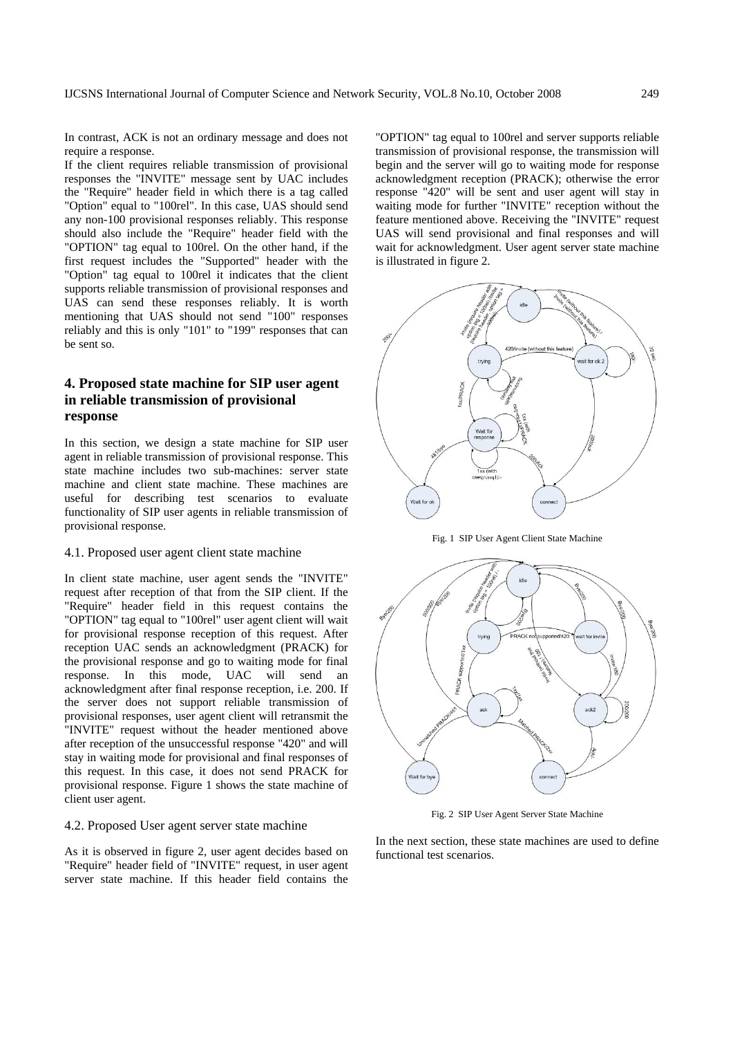In contrast, ACK is not an ordinary message and does not require a response.

If the client requires reliable transmission of provisional responses the "INVITE" message sent by UAC includes the "Require" header field in which there is a tag called "Option" equal to "100rel". In this case, UAS should send any non-100 provisional responses reliably. This response should also include the "Require" header field with the "OPTION" tag equal to 100rel. On the other hand, if the first request includes the "Supported" header with the "Option" tag equal to 100rel it indicates that the client supports reliable transmission of provisional responses and UAS can send these responses reliably. It is worth mentioning that UAS should not send "100" responses reliably and this is only "101" to "199" responses that can be sent so.

## 4. Proposed state machine for SIP user agent in reliable transmission of provisional response

In this section, we design a state machine for SIP user agent in reliable transmission of provisional response. This state machine includes two sub-machines: server state machine and client state machine. These machines are useful for describing test scenarios to evaluate functionality of SIP user agents in reliable transmission of provisional response.

### 4.1. Proposed user agent client state machine

In client state machine, user agent sends the "INVITE" request after reception of that from the SIP client. If the "Require" header field in this request contains the "OPTION" tag equal to "100rel" user agent client will wait for provisional response reception of this request. After reception UAC sends an acknowledgment (PRACK) for the provisional response and go to waiting mode for final response. In this mode, UAC will send an acknowledgment after final response reception, i.e. 200. If the server does not support reliable transmission of provisional responses, user agent client will retransmit the "INVITE" request without the header mentioned above after reception of the unsuccessful response "420" and will stay in waiting mode for provisional and final responses of this request. In this case, it does not send PRACK for provisional response. Figure 1 shows the state machine of client user agent.

### 4.2. Proposed User agent server state machine

As it is observed in figure 2, user agent decides based on "Require" header field of "INVITE" request, in user agent server state machine. If this header field contains the "OPTION" tag equal to 100rel and server supports reliable transmission of provisional response, the transmission will begin and the server will go to waiting mode for response acknowledgment reception (PRACK); otherwise the error response "420" will be sent and user agent will stay in waiting mode for further "INVITE" reception without the feature mentioned above. Receiving the "INVITE" request UAS will send provisional and final responses and will wait for acknowledgment. User agent server state machine is illustrated in figure 2.

Fig. 1 SIP User Agent Client State Machine

Fig. 2 SIP User Agent Server State Machine

In the next section, these state machines are used to define functional test scenarios.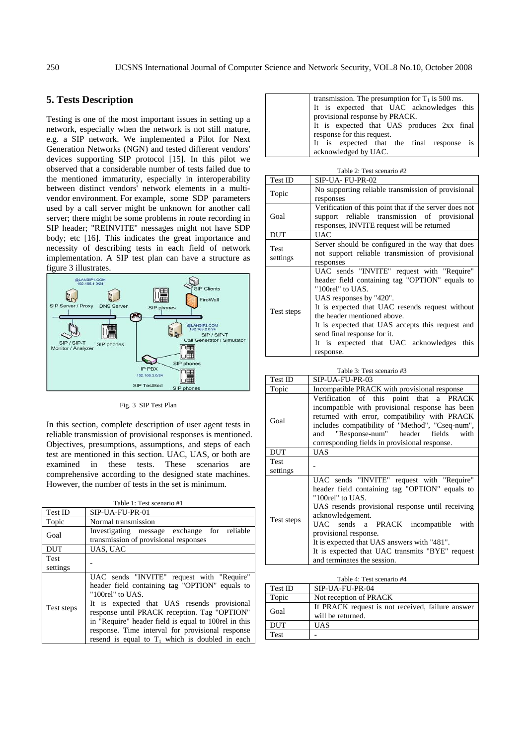## 5. Tests Description

Testing is one of the most important issues in setting up a network, especially when the network is not still mature, e.g. a SIP network. We implemented a Pilot for Next Generation Networks (NGN) and tested different vendors' devices supporting SIP protocol [15]. In this pilot we observed that a considerable number of tests failed due to the mentioned immaturity, especially in interoperability between distinct vendors' network elements in a multi-vendor environment. For example, some SDP parameters used by a call server might be unknown for another call server; there might be some problems in route recording in SIP header; "REINVITE" messages might not have SDP body; etc [16]. This indicates the great importance and necessity of describing tests in each field of network implementation. A SIP test plan can have a structure as figure 3 illustrates.

Fig. 3 SIP Test Plan

In this section, complete description of user agent tests in reliable transmission of provisional responses is mentioned. Objectives, presumptions, assumptions, and steps of each test are mentioned in this section. UAC, UAS, or both are examined in these tests. These scenarios are comprehensive according to the designed state machines. However, the number of tests in the set is minimum.

Table 1: Test scenario #1

| Test ID | SIP-UA-FU-PR-01 |
|---|---|
| Topic | Normal transmission |
| Goal | Investigating message exchange for reliable transmission of provisional responses |
| DUT | UAS, UAC |
| Test settings | - |
| Test steps | UAC sends "INVITE" request with "Require" header field containing tag "OPTION" equals to "100rel" to UAS. It is expected that UAS resends provisional response until PRACK reception. Tag "OPTION" in "Require" header field is equal to 100rel in this response. Time interval for provisional response resend is equal to $T_1$ which is doubled in each transmission. The presumption for $T_1$ is 500 ms. It is expected that UAC acknowledges this provisional response by PRACK. It is expected that UAS produces 2xx final response for this request. It is expected that the final response is acknowledged by UAC. |

Table 2: Test scenario #2

| Test ID | SIP-UA- FU-PR-02 |
|---|---|
| Topic | No supporting reliable transmission of provisional responses |
| Goal | Verification of this point that if the server does not support reliable transmission of provisional responses, INVITE request will be returned |
| DUT | UAC |
| Test settings | Server should be configured in the way that does not support reliable transmission of provisional responses |
| Test steps | UAC sends "INVITE" request with "Require" header field containing tag "OPTION" equals to "100rel" to UAS. UAS responses by "420". It is expected that UAC resends request without the header mentioned above. It is expected that UAS accepts this request and send final response for it. It is expected that UAC acknowledges this response. |

Table 3: Test scenario #3

| Test ID | SIP-UA-FU-PR-03 |
|---|---|
| Topic | Incompatible PRACK with provisional response |
| Goal | Verification of this point that a PRACK incompatible with provisional response has been returned with error, compatibility with PRACK includes compatibility of "Method", "Cseq-num", and "Response-num" header fields with corresponding fields in provisional response. |
| DUT | UAS |
| Test settings | - |
| Test steps | UAC sends "INVITE" request with "Require" header field containing tag "OPTION" equals to "100rel" to UAS. UAS resends provisional response until receiving acknowledgement. UAC sends a PRACK incompatible with provisional response. It is expected that UAS answers with "481". It is expected that UAC transmits "BYE" request and terminates the session. |

Table 4: Test scenario #4

| Test ID | SIP-UA-FU-PR-04 |
|---|---|
| Topic | Not reception of PRACK |
| Goal | If PRACK request is not received, failure answer will be returned. |
| DUT | UAS |
| Test | - |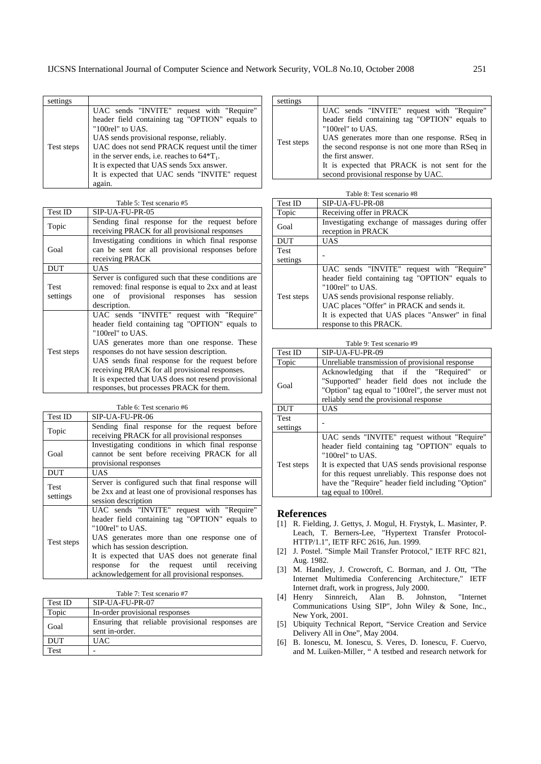| settings | |
|---|---|
| Test steps | UAC sends "INVITE" request with "Require" header field containing tag "OPTION" equals to "100rel" to UAS.<br>UAS sends provisional response, reliably.<br>UAC does not send PRACK request until the timer in the server ends, i.e. reaches to $64*T_1$.<br>It is expected that UAS sends 5xx answer.<br>It is expected that UAC sends "INVITE" request again. |

Table 5: Test scenario #5

| Test ID | SIP-UA-FU-PR-05 |
|---|---|
| Topic | Sending final response for the request before receiving PRACK for all provisional responses |
| Goal | Investigating conditions in which final response can be sent for all provisional responses before receiving PRACK |
| DUT | UAS |
| Test settings | Server is configured such that these conditions are removed: final response is equal to 2xx and at least one of provisional responses has session description. |
| Test steps | UAC sends "INVITE" request with "Require" header field containing tag "OPTION" equals to "100rel" to UAS.<br>UAS generates more than one response. These responses do not have session description.<br>UAS sends final response for the request before receiving PRACK for all provisional responses.<br>It is expected that UAS does not resend provisional responses, but processes PRACK for them. |

Table 6: Test scenario #6

| Test ID | SIP-UA-FU-PR-06 |
|---|---|
| Topic | Sending final response for the request before receiving PRACK for all provisional responses |
| Goal | Investigating conditions in which final response cannot be sent before receiving PRACK for all provisional responses |
| DUT | UAS |
| Test settings | Server is configured such that final response will be 2xx and at least one of provisional responses has session description |
| Test steps | UAC sends "INVITE" request with "Require" header field containing tag "OPTION" equals to "100rel" to UAS.<br>UAS generates more than one response one of which has session description.<br>It is expected that UAS does not generate final response for the request until receiving acknowledgement for all provisional responses. |

Table 7: Test scenario #7

| Test ID | SIP-UA-FU-PR-07 |
|---|---|
| Topic | In-order provisional responses |
| Goal | Ensuring that reliable provisional responses are sent in-order. |
| DUT | UAC |
| Test settings | - |
| Test steps | UAC sends "INVITE" request with "Require" header field containing tag "OPTION" equals to "100rel" to UAS.<br>UAS generates more than one response. RSeq in the second response is not one more than RSeq in the first answer.<br>It is expected that PRACK is not sent for the second provisional response by UAC. |

Table 8: Test scenario #8

| Test ID | SIP-UA-FU-PR-08 |
|---|---|
| Topic | Receiving offer in PRACK |
| Goal | Investigating exchange of massages during offer reception in PRACK |
| DUT | UAS |
| Test settings | - |
| Test steps | UAC sends "INVITE" request with "Require" header field containing tag "OPTION" equals to "100rel" to UAS.<br>UAS sends provisional response reliably.<br>UAC places "Offer" in PRACK and sends it.<br>It is expected that UAS places "Answer" in final response to this PRACK. |

Table 9: Test scenario #9

| Test ID | SIP-UA-FU-PR-09 |
|---|---|
| Topic | Unreliable transmission of provisional response |
| Goal | Acknowledging that if the "Required" or "Supported" header field does not include the "Option" tag equal to "100rel", the server must not reliably send the provisional response |
| DUT | UAS |
| Test settings | - |
| Test steps | UAC sends "INVITE" request without "Require" header field containing tag "OPTION" equals to "100rel" to UAS.<br>It is expected that UAS sends provisional response for this request unreliably. This response does not have the "Require" header field including "Option" tag equal to 100rel. |

## References

[1] R. Fielding, J. Gettys, J. Mogul, H. Frystyk, L. Masinter, P. Leach, T. Berners-Lee, "Hypertext Transfer Protocol-HTTP/1.1", IETF RFC 2616, Jun. 1999.

[2] J. Postel. "Simple Mail Transfer Protocol," IETF RFC 821, Aug. 1982.

[3] M. Handley, J. Crowcroft, C. Borman, and J. Ott, "The Internet Multimedia Conferencing Architecture," IETF Internet draft, work in progress, July 2000.

[4] Henry Sinnreich, Alan B. Johnston, "Internet Communications Using SIP", John Wiley & Sone, Inc., New York, 2001.

[5] Ubiquity Technical Report, "Service Creation and Service Delivery All in One", May 2004.

[6] B. Ionescu, M. Ionescu, S. Veres, D. Ionescu, F. Cuervo, and M. Luiken-Miller, " A testbed and research network for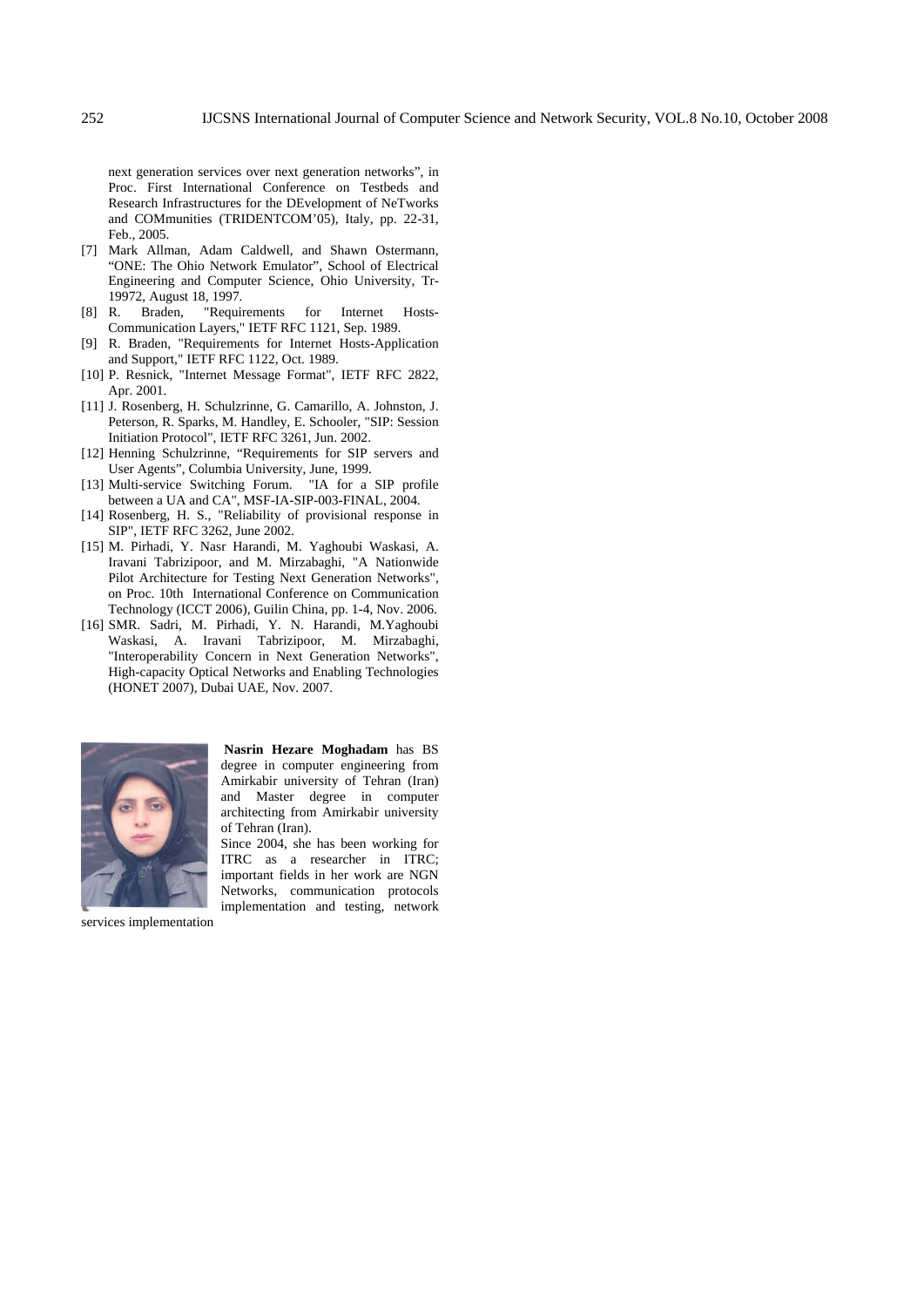next generation services over next generation networks", in Proc. First International Conference on Testbeds and Research Infrastructures for the DEvelopment of NeTworks and COMmunities (TRIDENTCOM'05), Italy, pp. 22-31, Feb., 2005.

[7] Mark Allman, Adam Caldwell, and Shawn Ostermann, "ONE: The Ohio Network Emulator", School of Electrical Engineering and Computer Science, Ohio University, Tr-19972, August 18, 1997.

[8] R. Braden, "Requirements for Internet Hosts-Communication Layers," IETF RFC 1121, Sep. 1989.

[9] R. Braden, "Requirements for Internet Hosts-Application and Support," IETF RFC 1122, Oct. 1989.

[10] P. Resnick, "Internet Message Format", IETF RFC 2822, Apr. 2001.

[11] J. Rosenberg, H. Schulzrinne, G. Camarillo, A. Johnston, J. Peterson, R. Sparks, M. Handley, E. Schooler, "SIP: Session Initiation Protocol", IETF RFC 3261, Jun. 2002.

[12] Henning Schulzrinne, "Requirements for SIP servers and User Agents", Columbia University, June, 1999.

[13] Multi-service Switching Forum. "IA for a SIP profile between a UA and CA", MSF-IA-SIP-003-FINAL, 2004.

[14] Rosenberg, H. S., "Reliability of provisional response in SIP", IETF RFC 3262, June 2002.

[15] M. Pirhadi, Y. Nasr Harandi, M. Yaghoubi Waskasi, A. Iravani Tabrizipoor, and M. Mirzabaghi, "A Nationwide Pilot Architecture for Testing Next Generation Networks", on Proc. 10th International Conference on Communication Technology (ICCT 2006), Guilin China, pp. 1-4, Nov. 2006.

[16] SMR. Sadri, M. Pirhadi, Y. N. Harandi, M.Yaghoubi Waskasi, A. Iravani Tabrizipoor, M. Mirzabaghi, "Interoperability Concern in Next Generation Networks", High-capacity Optical Networks and Enabling Technologies (HONET 2007), Dubai UAE, Nov. 2007.

**Nasrin Hezare Moghadam** has BS degree in computer engineering from Amirkabir university of Tehran (Iran) and Master degree in computer architecting from Amirkabir university of Tehran (Iran).

Since 2004, she has been working for ITRC as a researcher in ITRC; important fields in her work are NGN Networks, communication protocols implementation and testing, network services implementation